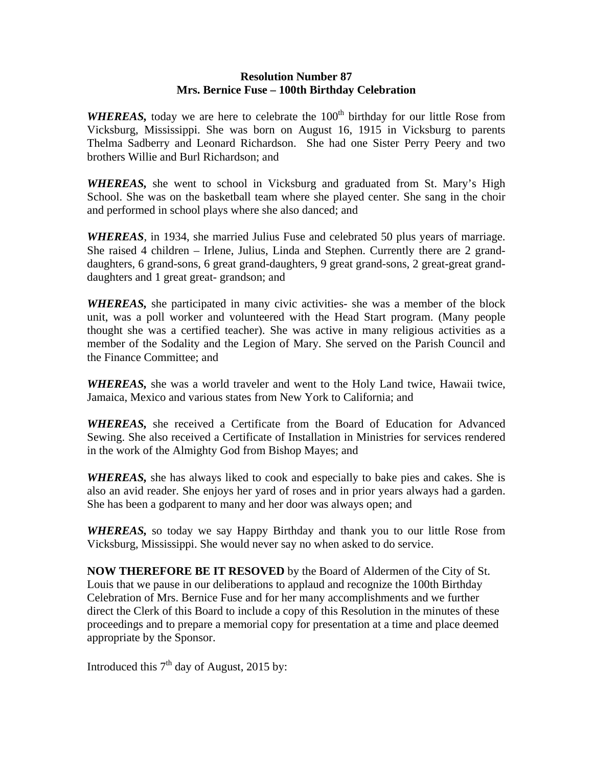**Resolution Number 87**
**Mrs. Bernice Fuse – 100th Birthday Celebration**

***WHEREAS,*** today we are here to celebrate the 100th birthday for our little Rose from Vicksburg, Mississippi. She was born on August 16, 1915 in Vicksburg to parents Thelma Sadberry and Leonard Richardson. She had one Sister Perry Peery and two brothers Willie and Burl Richardson; and

***WHEREAS,*** she went to school in Vicksburg and graduated from St. Mary's High School. She was on the basketball team where she played center. She sang in the choir and performed in school plays where she also danced; and

***WHEREAS***, in 1934, she married Julius Fuse and celebrated 50 plus years of marriage. She raised 4 children – Irlene, Julius, Linda and Stephen. Currently there are 2 grand-daughters, 6 grand-sons, 6 great grand-daughters, 9 great grand-sons, 2 great-great grand-daughters and 1 great great- grandson; and

***WHEREAS,*** she participated in many civic activities- she was a member of the block unit, was a poll worker and volunteered with the Head Start program. (Many people thought she was a certified teacher). She was active in many religious activities as a member of the Sodality and the Legion of Mary. She served on the Parish Council and the Finance Committee; and

***WHEREAS,*** she was a world traveler and went to the Holy Land twice, Hawaii twice, Jamaica, Mexico and various states from New York to California; and

***WHEREAS,*** she received a Certificate from the Board of Education for Advanced Sewing. She also received a Certificate of Installation in Ministries for services rendered in the work of the Almighty God from Bishop Mayes; and

***WHEREAS,*** she has always liked to cook and especially to bake pies and cakes. She is also an avid reader. She enjoys her yard of roses and in prior years always had a garden. She has been a godparent to many and her door was always open; and

***WHEREAS,*** so today we say Happy Birthday and thank you to our little Rose from Vicksburg, Mississippi. She would never say no when asked to do service.

**NOW THEREFORE BE IT RESOVED** by the Board of Aldermen of the City of St. Louis that we pause in our deliberations to applaud and recognize the 100th Birthday Celebration of Mrs. Bernice Fuse and for her many accomplishments and we further direct the Clerk of this Board to include a copy of this Resolution in the minutes of these proceedings and to prepare a memorial copy for presentation at a time and place deemed appropriate by the Sponsor.

Introduced this 7th day of August, 2015 by: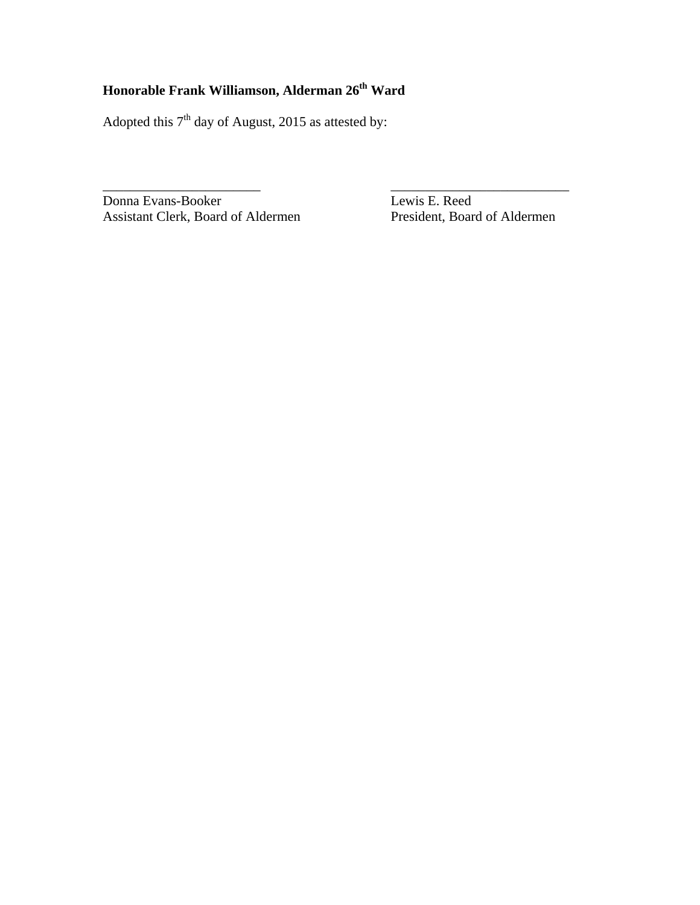**Honorable Frank Williamson, Alderman 26th Ward**

Adopted this 7th day of August, 2015 as attested by:

| | |
|---|---|
| _______________________ | __________________________ |
| Donna Evans-Booker | Lewis E. Reed |
| Assistant Clerk, Board of Aldermen | President, Board of Aldermen |